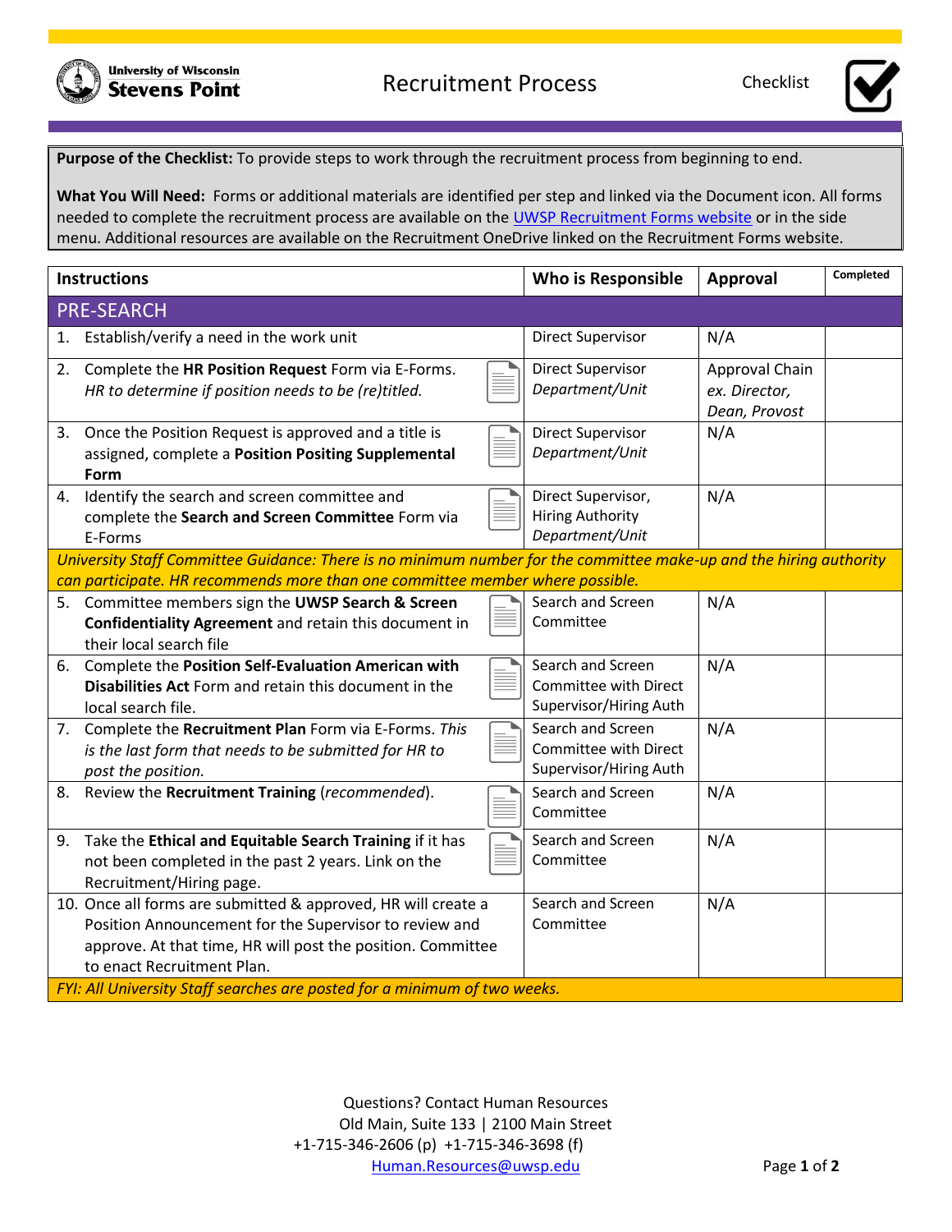University of Wisconsin **Stevens Point**

# Recruitment Process

Checklist

**Purpose of the Checklist:** To provide steps to work through the recruitment process from beginning to end.

**What You Will Need:** Forms or additional materials are identified per step and linked via the Document icon. All forms needed to complete the recruitment process are available on the UWSP Recruitment Forms website or in the side menu. Additional resources are available on the Recruitment OneDrive linked on the Recruitment Forms website.

| Instructions | Who is Responsible | Approval | Completed |
|---|---|---|---|
| **PRE-SEARCH** | | | |
| 1. Establish/verify a need in the work unit | Direct Supervisor | N/A | |
| 2. Complete the **HR Position Request** Form via E-Forms. *HR to determine if position needs to be (re)titled.* | Direct Supervisor *Department/Unit* | Approval Chain *ex. Director, Dean, Provost* | |
| 3. Once the Position Request is approved and a title is assigned, complete a **Position Positing Supplemental Form** | Direct Supervisor *Department/Unit* | N/A | |
| 4. Identify the search and screen committee and complete the **Search and Screen Committee** Form via E-Forms | Direct Supervisor, Hiring Authority *Department/Unit* | N/A | |
| *University Staff Committee Guidance: There is no minimum number for the committee make-up and the hiring authority can participate. HR recommends more than one committee member where possible.* | | | |
| 5. Committee members sign the **UWSP Search & Screen Confidentiality Agreement** and retain this document in their local search file | Search and Screen Committee | N/A | |
| 6. Complete the **Position Self-Evaluation American with Disabilities Act** Form and retain this document in the local search file. | Search and Screen Committee with Direct Supervisor/Hiring Auth | N/A | |
| 7. Complete the **Recruitment Plan** Form via E-Forms. *This is the last form that needs to be submitted for HR to post the position.* | Search and Screen Committee with Direct Supervisor/Hiring Auth | N/A | |
| 8. Review the **Recruitment Training** (*recommended*). | Search and Screen Committee | N/A | |
| 9. Take the **Ethical and Equitable Search Training** if it has not been completed in the past 2 years. Link on the Recruitment/Hiring page. | Search and Screen Committee | N/A | |
| 10. Once all forms are submitted & approved, HR will create a Position Announcement for the Supervisor to review and approve. At that time, HR will post the position. Committee to enact Recruitment Plan. | Search and Screen Committee | N/A | |
| *FYI: All University Staff searches are posted for a minimum of two weeks.* | | | |

Questions? Contact Human Resources
Old Main, Suite 133 | 2100 Main Street
+1-715-346-2606 (p) +1-715-346-3698 (f)
Human.Resources@uwsp.edu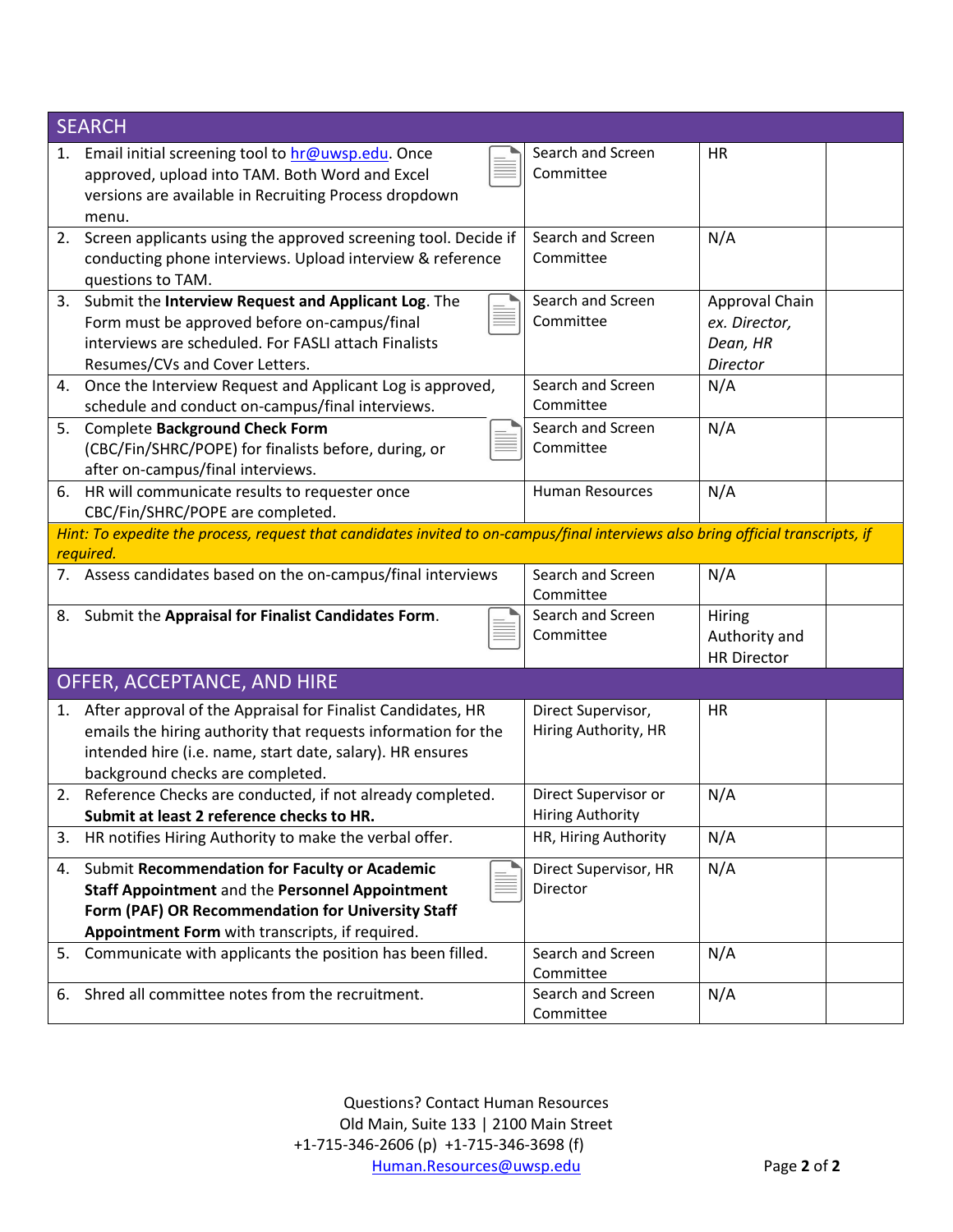| | | | |
|---|---|---|---|
| **SEARCH** | | | |
| 1. Email initial screening tool to hr@uwsp.edu. Once approved, upload into TAM. Both Word and Excel versions are available in Recruiting Process dropdown menu. | Search and Screen Committee | HR | |
| 2. Screen applicants using the approved screening tool. Decide if conducting phone interviews. Upload interview & reference questions to TAM. | Search and Screen Committee | N/A | |
| 3. Submit the **Interview Request and Applicant Log**. The Form must be approved before on-campus/final interviews are scheduled. For FASLI attach Finalists Resumes/CVs and Cover Letters. | Search and Screen Committee | Approval Chain *ex. Director, Dean, HR Director* | |
| 4. Once the Interview Request and Applicant Log is approved, schedule and conduct on-campus/final interviews. | Search and Screen Committee | N/A | |
| 5. Complete **Background Check Form** (CBC/Fin/SHRC/POPE) for finalists before, during, or after on-campus/final interviews. | Search and Screen Committee | N/A | |
| 6. HR will communicate results to requester once CBC/Fin/SHRC/POPE are completed. | Human Resources | N/A | |
| *Hint: To expedite the process, request that candidates invited to on-campus/final interviews also bring official transcripts, if required.* | | | |
| 7. Assess candidates based on the on-campus/final interviews | Search and Screen Committee | N/A | |
| 8. Submit the **Appraisal for Finalist Candidates Form**. | Search and Screen Committee | Hiring Authority and HR Director | |
| **OFFER, ACCEPTANCE, AND HIRE** | | | |
| 1. After approval of the Appraisal for Finalist Candidates, HR emails the hiring authority that requests information for the intended hire (i.e. name, start date, salary). HR ensures background checks are completed. | Direct Supervisor, Hiring Authority, HR | HR | |
| 2. Reference Checks are conducted, if not already completed. **Submit at least 2 reference checks to HR.** | Direct Supervisor or Hiring Authority | N/A | |
| 3. HR notifies Hiring Authority to make the verbal offer. | HR, Hiring Authority | N/A | |
| 4. Submit **Recommendation for Faculty or Academic Staff Appointment** and the **Personnel Appointment Form (PAF) OR Recommendation for University Staff Appointment Form** with transcripts, if required. | Direct Supervisor, HR Director | N/A | |
| 5. Communicate with applicants the position has been filled. | Search and Screen Committee | N/A | |
| 6. Shred all committee notes from the recruitment. | Search and Screen Committee | N/A | |

Questions? Contact Human Resources
Old Main, Suite 133 | 2100 Main Street
+1-715-346-2606 (p) +1-715-346-3698 (f)
Human.Resources@uwsp.edu